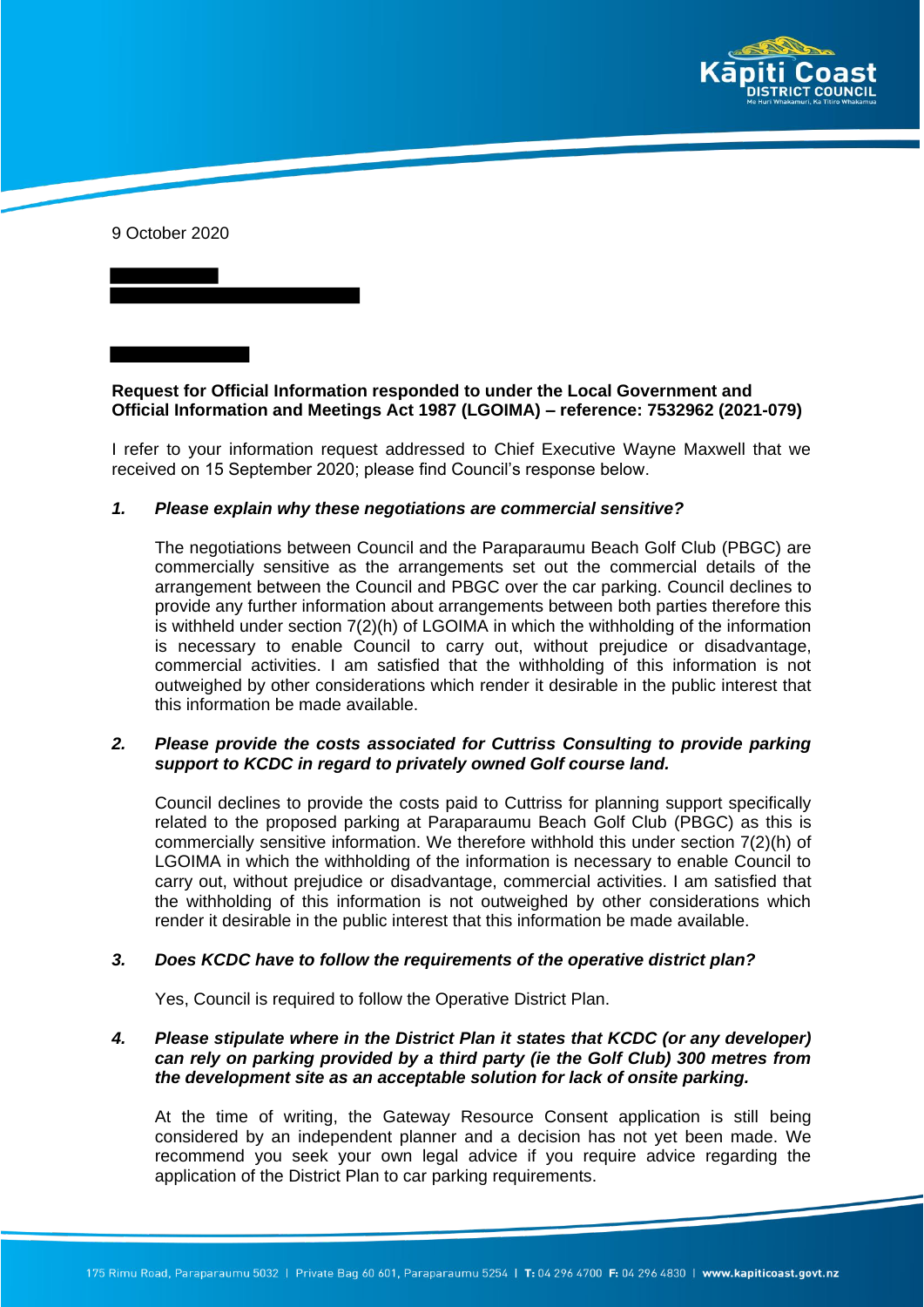9 October 2020

**Request for Official Information responded to under the Local Government and Official Information and Meetings Act 1987 (LGOIMA) – reference: 7532962 (2021-079)**

I refer to your information request addressed to Chief Executive Wayne Maxwell that we received on 15 September 2020; please find Council's response below.

***1. Please explain why these negotiations are commercial sensitive?***

The negotiations between Council and the Paraparaumu Beach Golf Club (PBGC) are commercially sensitive as the arrangements set out the commercial details of the arrangement between the Council and PBGC over the car parking. Council declines to provide any further information about arrangements between both parties therefore this is withheld under section 7(2)(h) of LGOIMA in which the withholding of the information is necessary to enable Council to carry out, without prejudice or disadvantage, commercial activities. I am satisfied that the withholding of this information is not outweighed by other considerations which render it desirable in the public interest that this information be made available.

***2. Please provide the costs associated for Cuttriss Consulting to provide parking support to KCDC in regard to privately owned Golf course land.***

Council declines to provide the costs paid to Cuttriss for planning support specifically related to the proposed parking at Paraparaumu Beach Golf Club (PBGC) as this is commercially sensitive information. We therefore withhold this under section 7(2)(h) of LGOIMA in which the withholding of the information is necessary to enable Council to carry out, without prejudice or disadvantage, commercial activities. I am satisfied that the withholding of this information is not outweighed by other considerations which render it desirable in the public interest that this information be made available.

***3. Does KCDC have to follow the requirements of the operative district plan?***

Yes, Council is required to follow the Operative District Plan.

***4. Please stipulate where in the District Plan it states that KCDC (or any developer) can rely on parking provided by a third party (ie the Golf Club) 300 metres from the development site as an acceptable solution for lack of onsite parking.***

At the time of writing, the Gateway Resource Consent application is still being considered by an independent planner and a decision has not yet been made. We recommend you seek your own legal advice if you require advice regarding the application of the District Plan to car parking requirements.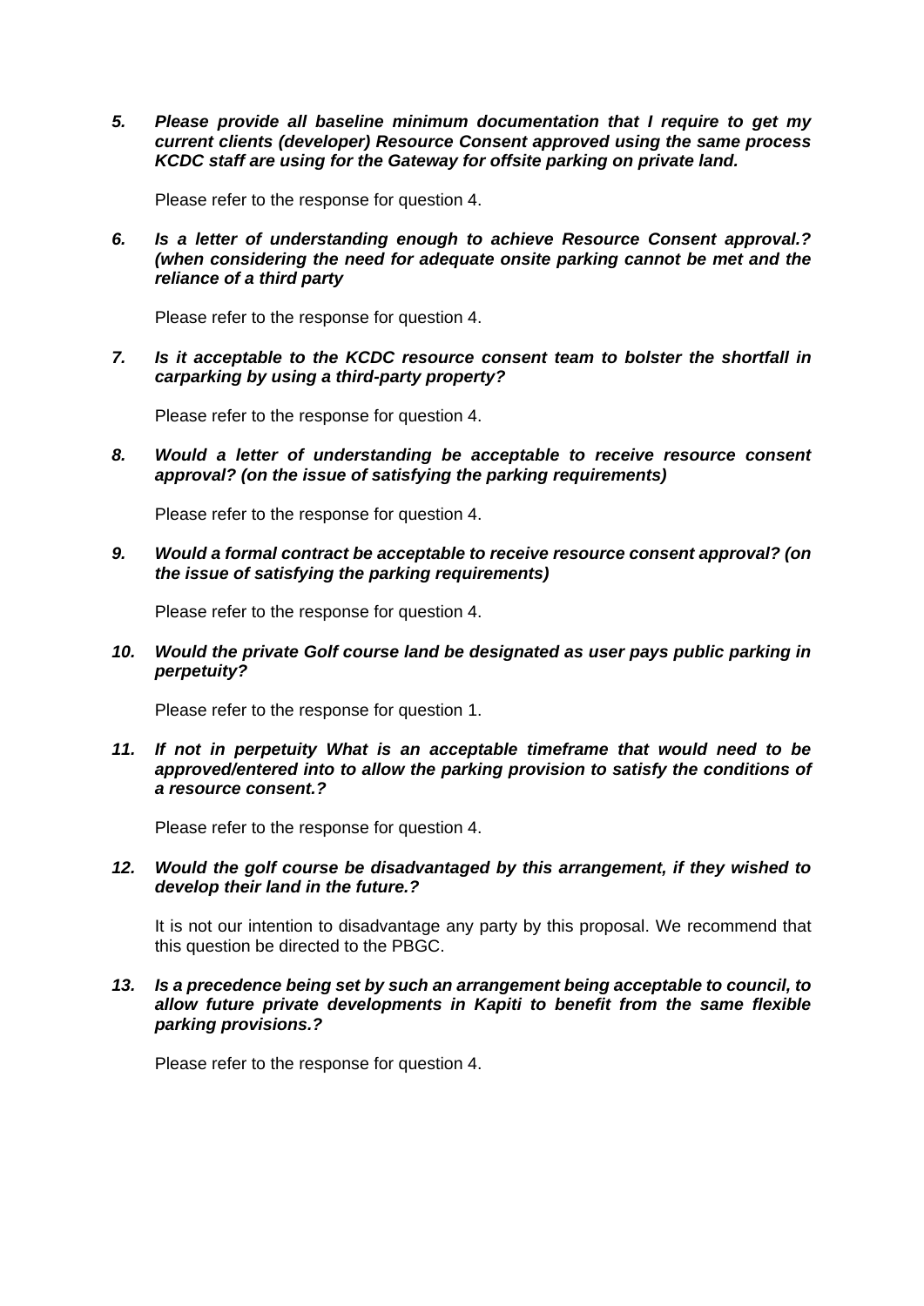5. ***Please provide all baseline minimum documentation that I require to get my current clients (developer) Resource Consent approved using the same process KCDC staff are using for the Gateway for offsite parking on private land.***

   Please refer to the response for question 4.

6. ***Is a letter of understanding enough to achieve Resource Consent approval.? (when considering the need for adequate onsite parking cannot be met and the reliance of a third party***

   Please refer to the response for question 4.

7. ***Is it acceptable to the KCDC resource consent team to bolster the shortfall in carparking by using a third-party property?***

   Please refer to the response for question 4.

8. ***Would a letter of understanding be acceptable to receive resource consent approval? (on the issue of satisfying the parking requirements)***

   Please refer to the response for question 4.

9. ***Would a formal contract be acceptable to receive resource consent approval? (on the issue of satisfying the parking requirements)***

   Please refer to the response for question 4.

10. ***Would the private Golf course land be designated as user pays public parking in perpetuity?***

    Please refer to the response for question 1.

11. ***If not in perpetuity What is an acceptable timeframe that would need to be approved/entered into to allow the parking provision to satisfy the conditions of a resource consent.?***

    Please refer to the response for question 4.

12. ***Would the golf course be disadvantaged by this arrangement, if they wished to develop their land in the future.?***

    It is not our intention to disadvantage any party by this proposal. We recommend that this question be directed to the PBGC.

13. ***Is a precedence being set by such an arrangement being acceptable to council, to allow future private developments in Kapiti to benefit from the same flexible parking provisions.?***

    Please refer to the response for question 4.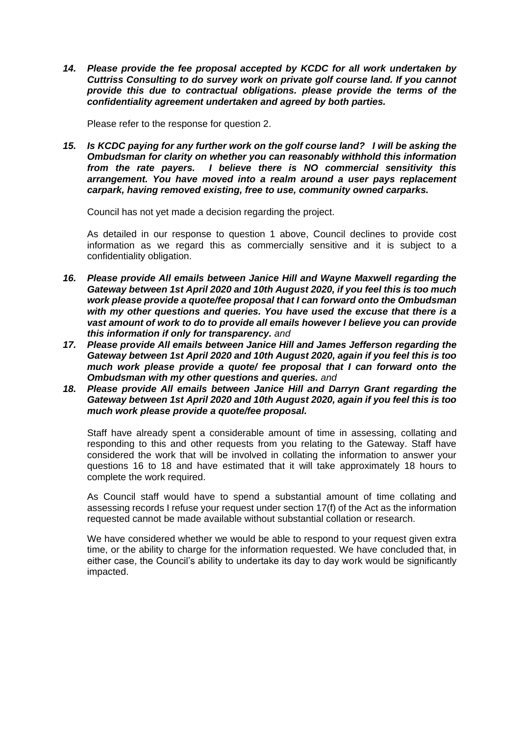***14. Please provide the fee proposal accepted by KCDC for all work undertaken by Cuttriss Consulting to do survey work on private golf course land. If you cannot provide this due to contractual obligations. please provide the terms of the confidentiality agreement undertaken and agreed by both parties.***

Please refer to the response for question 2.

***15. Is KCDC paying for any further work on the golf course land? I will be asking the Ombudsman for clarity on whether you can reasonably withhold this information from the rate payers. I believe there is NO commercial sensitivity this arrangement. You have moved into a realm around a user pays replacement carpark, having removed existing, free to use, community owned carparks.***

Council has not yet made a decision regarding the project.

As detailed in our response to question 1 above, Council declines to provide cost information as we regard this as commercially sensitive and it is subject to a confidentiality obligation.

***16. Please provide All emails between Janice Hill and Wayne Maxwell regarding the Gateway between 1st April 2020 and 10th August 2020, if you feel this is too much work please provide a quote/fee proposal that I can forward onto the Ombudsman with my other questions and queries. You have used the excuse that there is a vast amount of work to do to provide all emails however I believe you can provide this information if only for transparency.*** *and*

***17. Please provide All emails between Janice Hill and James Jefferson regarding the Gateway between 1st April 2020 and 10th August 2020, again if you feel this is too much work please provide a quote/ fee proposal that I can forward onto the Ombudsman with my other questions and queries.*** *and*

***18. Please provide All emails between Janice Hill and Darryn Grant regarding the Gateway between 1st April 2020 and 10th August 2020, again if you feel this is too much work please provide a quote/fee proposal.***

Staff have already spent a considerable amount of time in assessing, collating and responding to this and other requests from you relating to the Gateway. Staff have considered the work that will be involved in collating the information to answer your questions 16 to 18 and have estimated that it will take approximately 18 hours to complete the work required.

As Council staff would have to spend a substantial amount of time collating and assessing records I refuse your request under section 17(f) of the Act as the information requested cannot be made available without substantial collation or research.

We have considered whether we would be able to respond to your request given extra time, or the ability to charge for the information requested. We have concluded that, in either case, the Council's ability to undertake its day to day work would be significantly impacted.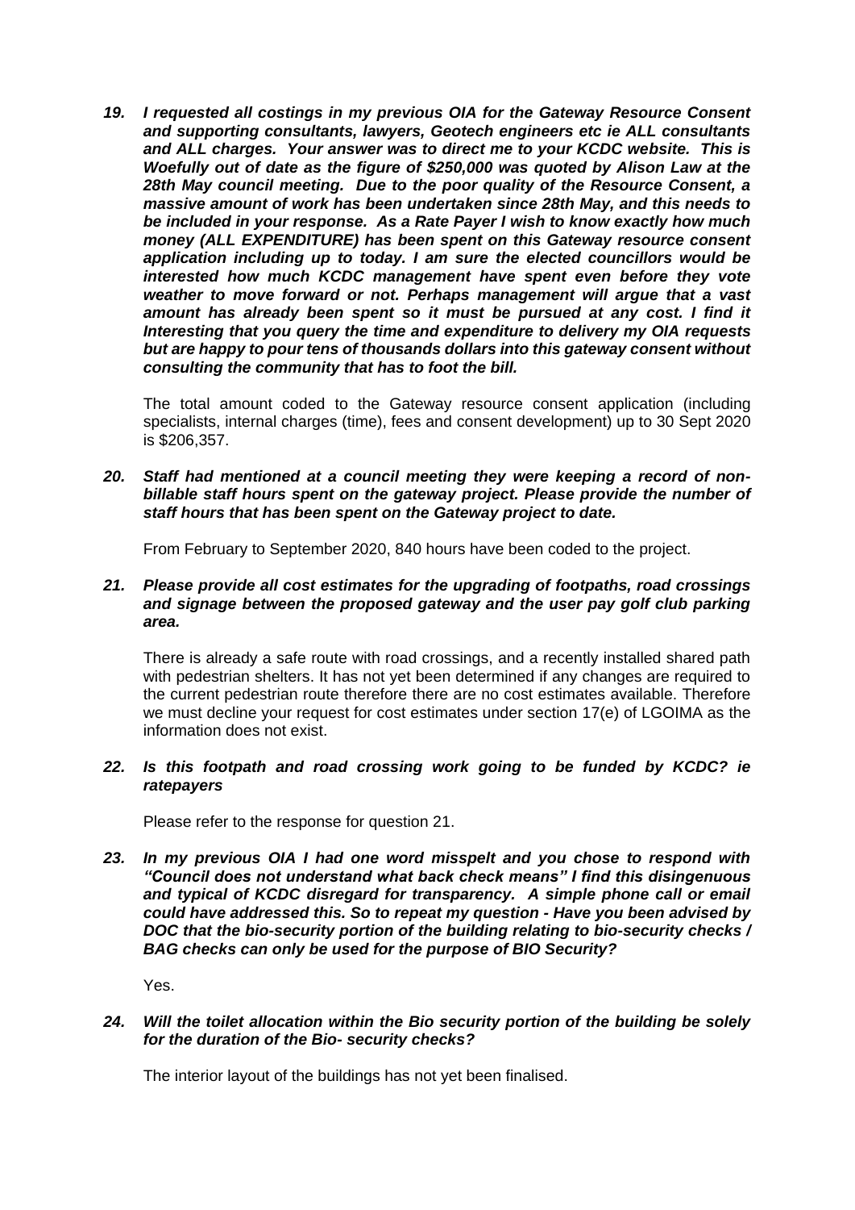***19. I requested all costings in my previous OIA for the Gateway Resource Consent and supporting consultants, lawyers, Geotech engineers etc ie ALL consultants and ALL charges. Your answer was to direct me to your KCDC website. This is Woefully out of date as the figure of $250,000 was quoted by Alison Law at the 28th May council meeting. Due to the poor quality of the Resource Consent, a massive amount of work has been undertaken since 28th May, and this needs to be included in your response. As a Rate Payer I wish to know exactly how much money (ALL EXPENDITURE) has been spent on this Gateway resource consent application including up to today. I am sure the elected councillors would be interested how much KCDC management have spent even before they vote weather to move forward or not. Perhaps management will argue that a vast amount has already been spent so it must be pursued at any cost. I find it Interesting that you query the time and expenditure to delivery my OIA requests but are happy to pour tens of thousands dollars into this gateway consent without consulting the community that has to foot the bill.***

The total amount coded to the Gateway resource consent application (including specialists, internal charges (time), fees and consent development) up to 30 Sept 2020 is $206,357.

***20. Staff had mentioned at a council meeting they were keeping a record of non-billable staff hours spent on the gateway project. Please provide the number of staff hours that has been spent on the Gateway project to date.***

From February to September 2020, 840 hours have been coded to the project.

***21. Please provide all cost estimates for the upgrading of footpaths, road crossings and signage between the proposed gateway and the user pay golf club parking area.***

There is already a safe route with road crossings, and a recently installed shared path with pedestrian shelters. It has not yet been determined if any changes are required to the current pedestrian route therefore there are no cost estimates available. Therefore we must decline your request for cost estimates under section 17(e) of LGOIMA as the information does not exist.

***22. Is this footpath and road crossing work going to be funded by KCDC? ie ratepayers***

Please refer to the response for question 21.

***23. In my previous OIA I had one word misspelt and you chose to respond with "Council does not understand what back check means" I find this disingenuous and typical of KCDC disregard for transparency. A simple phone call or email could have addressed this. So to repeat my question - Have you been advised by DOC that the bio-security portion of the building relating to bio-security checks / BAG checks can only be used for the purpose of BIO Security?***

Yes.

***24. Will the toilet allocation within the Bio security portion of the building be solely for the duration of the Bio- security checks?***

The interior layout of the buildings has not yet been finalised.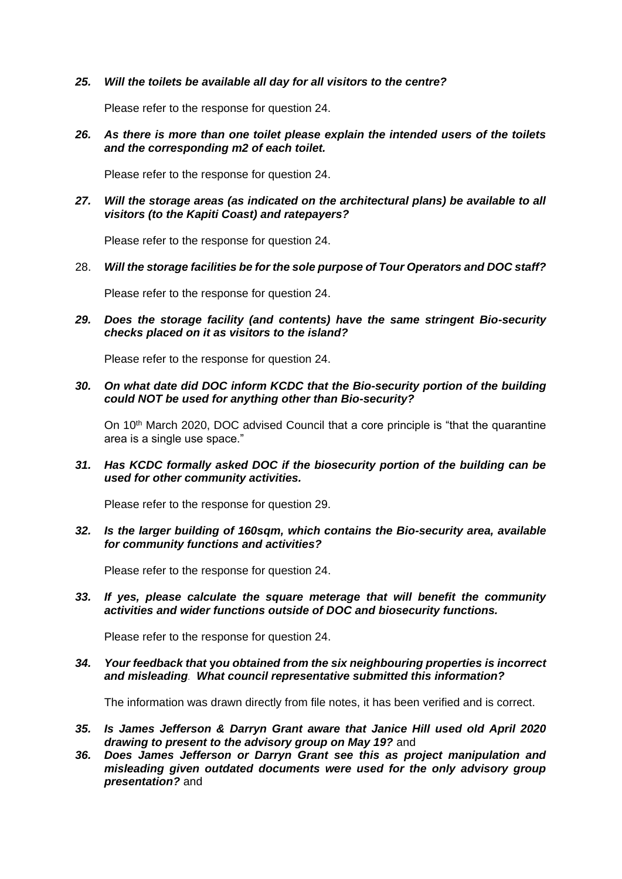***25. Will the toilets be available all day for all visitors to the centre?***

Please refer to the response for question 24.

***26. As there is more than one toilet please explain the intended users of the toilets and the corresponding m2 of each toilet.***

Please refer to the response for question 24.

***27. Will the storage areas (as indicated on the architectural plans) be available to all visitors (to the Kapiti Coast) and ratepayers?***

Please refer to the response for question 24.

28. ***Will the storage facilities be for the sole purpose of Tour Operators and DOC staff?***

Please refer to the response for question 24.

***29. Does the storage facility (and contents) have the same stringent Bio-security checks placed on it as visitors to the island?***

Please refer to the response for question 24.

***30. On what date did DOC inform KCDC that the Bio-security portion of the building could NOT be used for anything other than Bio-security?***

On 10th March 2020, DOC advised Council that a core principle is "that the quarantine area is a single use space."

***31. Has KCDC formally asked DOC if the biosecurity portion of the building can be used for other community activities.***

Please refer to the response for question 29.

***32. Is the larger building of 160sqm, which contains the Bio-security area, available for community functions and activities?***

Please refer to the response for question 24.

***33. If yes, please calculate the square meterage that will benefit the community activities and wider functions outside of DOC and biosecurity functions.***

Please refer to the response for question 24.

***34. Your feedback that you obtained from the six neighbouring properties is incorrect and misleading. What council representative submitted this information?***

The information was drawn directly from file notes, it has been verified and is correct.

***35. Is James Jefferson & Darryn Grant aware that Janice Hill used old April 2020 drawing to present to the advisory group on May 19?*** and

***36. Does James Jefferson or Darryn Grant see this as project manipulation and misleading given outdated documents were used for the only advisory group presentation?*** and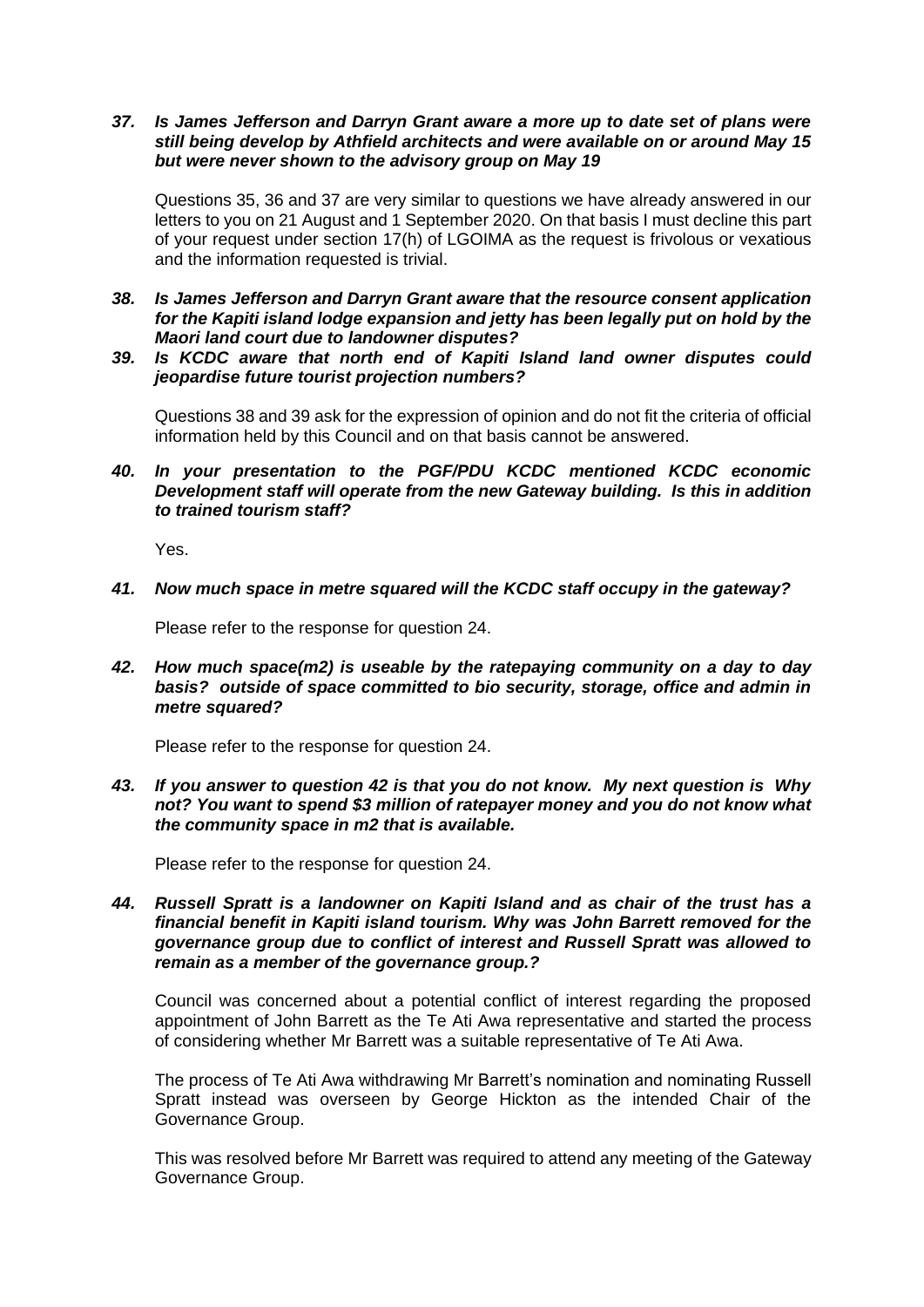***37. Is James Jefferson and Darryn Grant aware a more up to date set of plans were still being develop by Athfield architects and were available on or around May 15 but were never shown to the advisory group on May 19***

Questions 35, 36 and 37 are very similar to questions we have already answered in our letters to you on 21 August and 1 September 2020. On that basis I must decline this part of your request under section 17(h) of LGOIMA as the request is frivolous or vexatious and the information requested is trivial.

***38. Is James Jefferson and Darryn Grant aware that the resource consent application for the Kapiti island lodge expansion and jetty has been legally put on hold by the Maori land court due to landowner disputes?***

***39. Is KCDC aware that north end of Kapiti Island land owner disputes could jeopardise future tourist projection numbers?***

Questions 38 and 39 ask for the expression of opinion and do not fit the criteria of official information held by this Council and on that basis cannot be answered.

***40. In your presentation to the PGF/PDU KCDC mentioned KCDC economic Development staff will operate from the new Gateway building. Is this in addition to trained tourism staff?***

Yes.

***41. Now much space in metre squared will the KCDC staff occupy in the gateway?***

Please refer to the response for question 24.

***42. How much space(m2) is useable by the ratepaying community on a day to day basis? outside of space committed to bio security, storage, office and admin in metre squared?***

Please refer to the response for question 24.

***43. If you answer to question 42 is that you do not know. My next question is Why not? You want to spend $3 million of ratepayer money and you do not know what the community space in m2 that is available.***

Please refer to the response for question 24.

***44. Russell Spratt is a landowner on Kapiti Island and as chair of the trust has a financial benefit in Kapiti island tourism. Why was John Barrett removed for the governance group due to conflict of interest and Russell Spratt was allowed to remain as a member of the governance group.?***

Council was concerned about a potential conflict of interest regarding the proposed appointment of John Barrett as the Te Ati Awa representative and started the process of considering whether Mr Barrett was a suitable representative of Te Ati Awa.

The process of Te Ati Awa withdrawing Mr Barrett's nomination and nominating Russell Spratt instead was overseen by George Hickton as the intended Chair of the Governance Group.

This was resolved before Mr Barrett was required to attend any meeting of the Gateway Governance Group.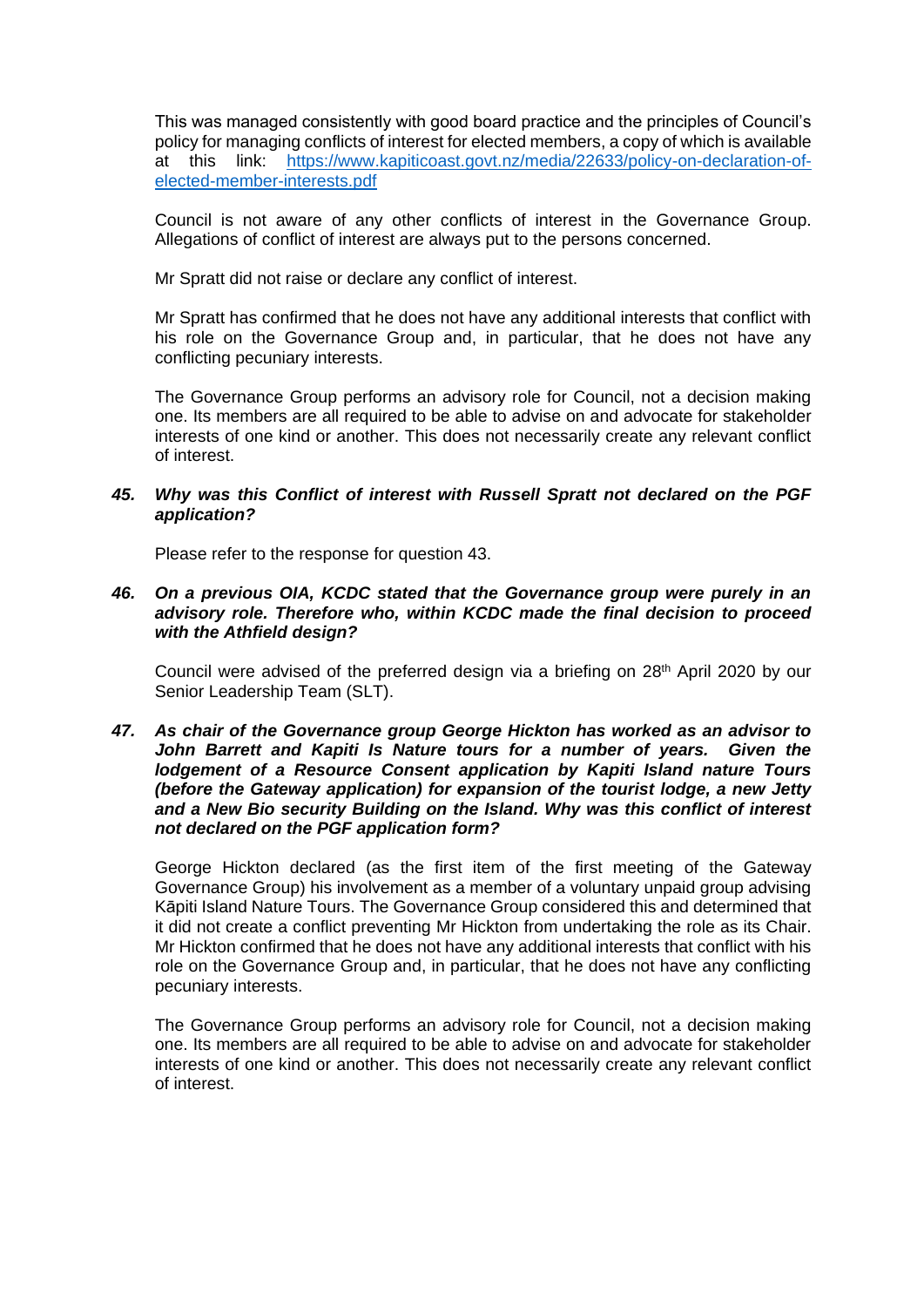This was managed consistently with good board practice and the principles of Council's policy for managing conflicts of interest for elected members, a copy of which is available at this link: [https://www.kapiticoast.govt.nz/media/22633/policy-on-declaration-of-elected-member-interests.pdf](https://www.kapiticoast.govt.nz/media/22633/policy-on-declaration-of-elected-member-interests.pdf)

Council is not aware of any other conflicts of interest in the Governance Group. Allegations of conflict of interest are always put to the persons concerned.

Mr Spratt did not raise or declare any conflict of interest.

Mr Spratt has confirmed that he does not have any additional interests that conflict with his role on the Governance Group and, in particular, that he does not have any conflicting pecuniary interests.

The Governance Group performs an advisory role for Council, not a decision making one. Its members are all required to be able to advise on and advocate for stakeholder interests of one kind or another. This does not necessarily create any relevant conflict of interest.

**45.** ***Why was this Conflict of interest with Russell Spratt not declared on the PGF application?***

Please refer to the response for question 43.

**46.** ***On a previous OIA, KCDC stated that the Governance group were purely in an advisory role. Therefore who, within KCDC made the final decision to proceed with the Athfield design?***

Council were advised of the preferred design via a briefing on 28th April 2020 by our Senior Leadership Team (SLT).

**47.** ***As chair of the Governance group George Hickton has worked as an advisor to John Barrett and Kapiti Is Nature tours for a number of years. Given the lodgement of a Resource Consent application by Kapiti Island nature Tours (before the Gateway application) for expansion of the tourist lodge, a new Jetty and a New Bio security Building on the Island. Why was this conflict of interest not declared on the PGF application form?***

George Hickton declared (as the first item of the first meeting of the Gateway Governance Group) his involvement as a member of a voluntary unpaid group advising Kāpiti Island Nature Tours. The Governance Group considered this and determined that it did not create a conflict preventing Mr Hickton from undertaking the role as its Chair. Mr Hickton confirmed that he does not have any additional interests that conflict with his role on the Governance Group and, in particular, that he does not have any conflicting pecuniary interests.

The Governance Group performs an advisory role for Council, not a decision making one. Its members are all required to be able to advise on and advocate for stakeholder interests of one kind or another. This does not necessarily create any relevant conflict of interest.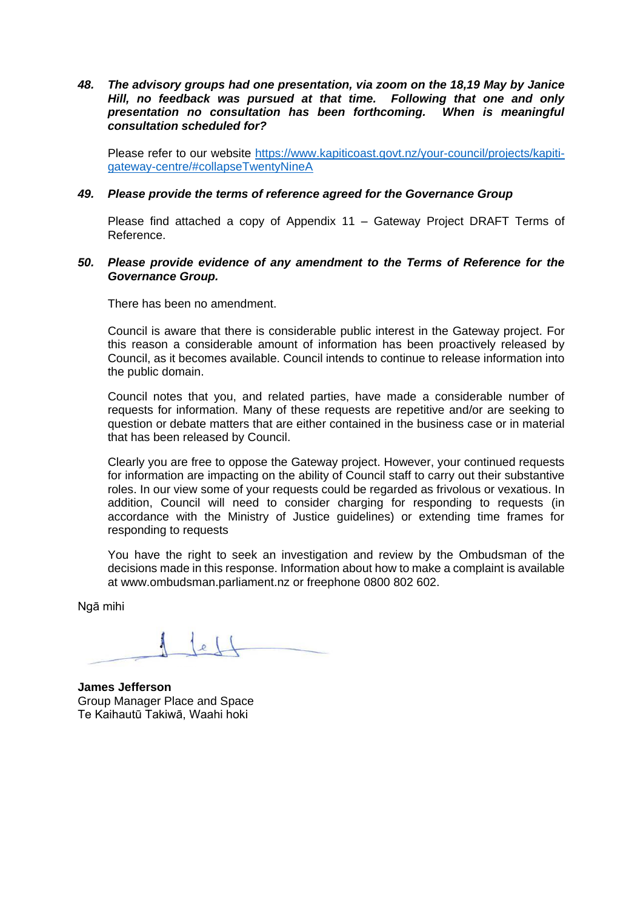**48. *The advisory groups had one presentation, via zoom on the 18,19 May by Janice Hill, no feedback was pursued at that time. Following that one and only presentation no consultation has been forthcoming. When is meaningful consultation scheduled for?***

Please refer to our website [https://www.kapiticoast.govt.nz/your-council/projects/kapiti-gateway-centre/#collapseTwentyNineA](https://www.kapiticoast.govt.nz/your-council/projects/kapiti-gateway-centre/#collapseTwentyNineA)

**49. *Please provide the terms of reference agreed for the Governance Group***

Please find attached a copy of Appendix 11 – Gateway Project DRAFT Terms of Reference.

**50. *Please provide evidence of any amendment to the Terms of Reference for the Governance Group.***

There has been no amendment.

Council is aware that there is considerable public interest in the Gateway project. For this reason a considerable amount of information has been proactively released by Council, as it becomes available. Council intends to continue to release information into the public domain.

Council notes that you, and related parties, have made a considerable number of requests for information. Many of these requests are repetitive and/or are seeking to question or debate matters that are either contained in the business case or in material that has been released by Council.

Clearly you are free to oppose the Gateway project. However, your continued requests for information are impacting on the ability of Council staff to carry out their substantive roles. In our view some of your requests could be regarded as frivolous or vexatious. In addition, Council will need to consider charging for responding to requests (in accordance with the Ministry of Justice guidelines) or extending time frames for responding to requests

You have the right to seek an investigation and review by the Ombudsman of the decisions made in this response. Information about how to make a complaint is available at www.ombudsman.parliament.nz or freephone 0800 802 602.

Ngā mihi

**James Jefferson**
Group Manager Place and Space
Te Kaihautū Takiwā, Waahi hoki